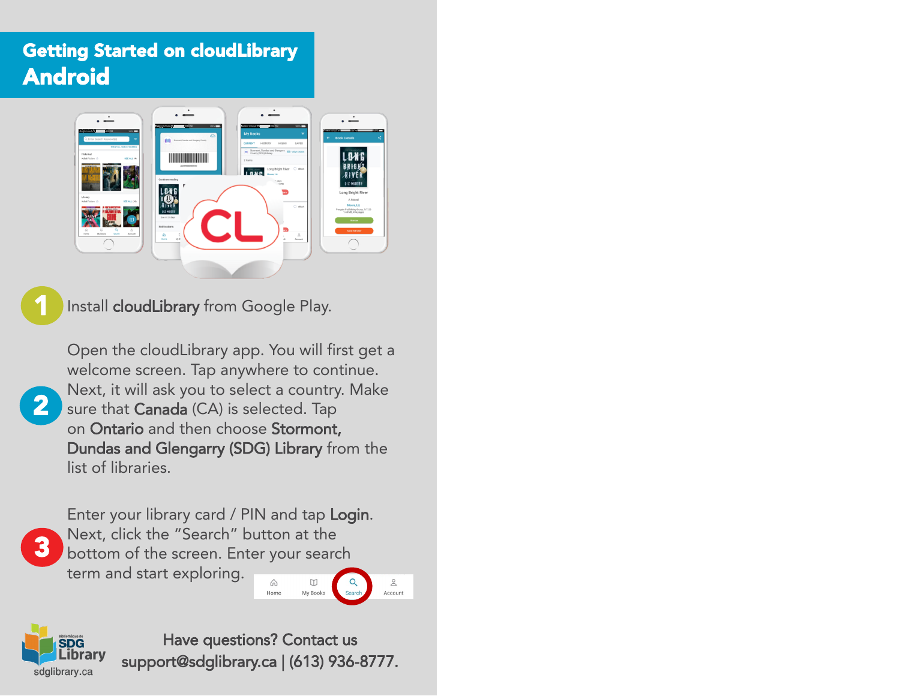# Getting Started on cloudLibrary Android

1. Install **cloudLibrary** from Google Play.

2. Open the cloudLibrary app. You will first get a welcome screen. Tap anywhere to continue. Next, it will ask you to select a country. Make sure that **Canada** (CA) is selected. Tap on **Ontario** and then choose **Stormont, Dundas and Glengarry (SDG) Library** from the list of libraries.

3. Enter your library card / PIN and tap **Login**. Next, click the "Search" button at the bottom of the screen. Enter your search term and start exploring.

Home | My Books | Search | Account

Bibliothèque de SDG Library
sdglibrary.ca

**Have questions? Contact us**
**support@sdglibrary.ca | (613) 936-8777.**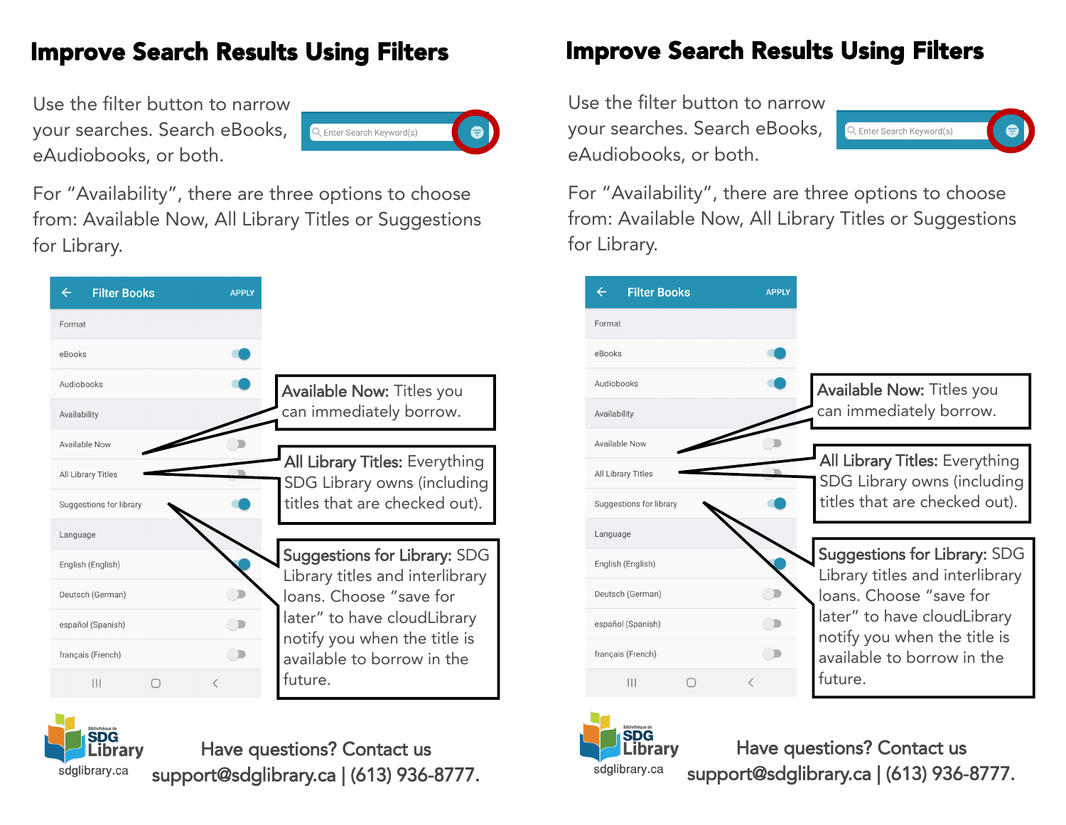# Improve Search Results Using Filters

Use the filter button to narrow your searches. Search eBooks, eAudiobooks, or both.

For "Availability", there are three options to choose from: Available Now, All Library Titles or Suggestions for Library.

**Available Now:** Titles you can immediately borrow.

**All Library Titles:** Everything SDG Library owns (including titles that are checked out).

**Suggestions for Library:** SDG Library titles and interlibrary loans. Choose "save for later" to have cloudLibrary notify you when the title is available to borrow in the future.

SDG Library
sdglibrary.ca

Have questions? Contact us support@sdglibrary.ca | (613) 936-8777.

# Improve Search Results Using Filters

Use the filter button to narrow your searches. Search eBooks, eAudiobooks, or both.

For "Availability", there are three options to choose from: Available Now, All Library Titles or Suggestions for Library.

**Available Now:** Titles you can immediately borrow.

**All Library Titles:** Everything SDG Library owns (including titles that are checked out).

**Suggestions for Library:** SDG Library titles and interlibrary loans. Choose "save for later" to have cloudLibrary notify you when the title is available to borrow in the future.

SDG Library
sdglibrary.ca

Have questions? Contact us support@sdglibrary.ca | (613) 936-8777.